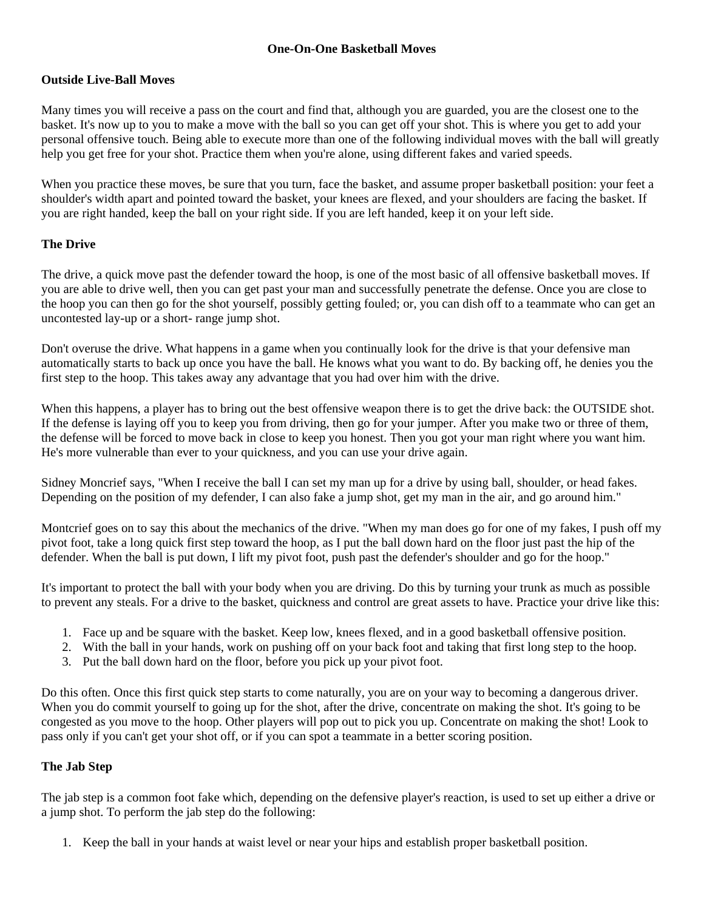# One-On-One Basketball Moves

## Outside Live-Ball Moves

Many times you will receive a pass on the court and find that, although you are guarded, you are the closest one to the basket. It's now up to you to make a move with the ball so you can get off your shot. This is where you get to add your personal offensive touch. Being able to execute more than one of the following individual moves with the ball will greatly help you get free for your shot. Practice them when you're alone, using different fakes and varied speeds.

When you practice these moves, be sure that you turn, face the basket, and assume proper basketball position: your feet a shoulder's width apart and pointed toward the basket, your knees are flexed, and your shoulders are facing the basket. If you are right handed, keep the ball on your right side. If you are left handed, keep it on your left side.

## The Drive

The drive, a quick move past the defender toward the hoop, is one of the most basic of all offensive basketball moves. If you are able to drive well, then you can get past your man and successfully penetrate the defense. Once you are close to the hoop you can then go for the shot yourself, possibly getting fouled; or, you can dish off to a teammate who can get an uncontested lay-up or a short- range jump shot.

Don't overuse the drive. What happens in a game when you continually look for the drive is that your defensive man automatically starts to back up once you have the ball. He knows what you want to do. By backing off, he denies you the first step to the hoop. This takes away any advantage that you had over him with the drive.

When this happens, a player has to bring out the best offensive weapon there is to get the drive back: the OUTSIDE shot. If the defense is laying off you to keep you from driving, then go for your jumper. After you make two or three of them, the defense will be forced to move back in close to keep you honest. Then you got your man right where you want him. He's more vulnerable than ever to your quickness, and you can use your drive again.

Sidney Moncrief says, "When I receive the ball I can set my man up for a drive by using ball, shoulder, or head fakes. Depending on the position of my defender, I can also fake a jump shot, get my man in the air, and go around him."

Montcrief goes on to say this about the mechanics of the drive. "When my man does go for one of my fakes, I push off my pivot foot, take a long quick first step toward the hoop, as I put the ball down hard on the floor just past the hip of the defender. When the ball is put down, I lift my pivot foot, push past the defender's shoulder and go for the hoop."

It's important to protect the ball with your body when you are driving. Do this by turning your trunk as much as possible to prevent any steals. For a drive to the basket, quickness and control are great assets to have. Practice your drive like this:

1. Face up and be square with the basket. Keep low, knees flexed, and in a good basketball offensive position.
2. With the ball in your hands, work on pushing off on your back foot and taking that first long step to the hoop.
3. Put the ball down hard on the floor, before you pick up your pivot foot.

Do this often. Once this first quick step starts to come naturally, you are on your way to becoming a dangerous driver. When you do commit yourself to going up for the shot, after the drive, concentrate on making the shot. It's going to be congested as you move to the hoop. Other players will pop out to pick you up. Concentrate on making the shot! Look to pass only if you can't get your shot off, or if you can spot a teammate in a better scoring position.

## The Jab Step

The jab step is a common foot fake which, depending on the defensive player's reaction, is used to set up either a drive or a jump shot. To perform the jab step do the following:

1. Keep the ball in your hands at waist level or near your hips and establish proper basketball position.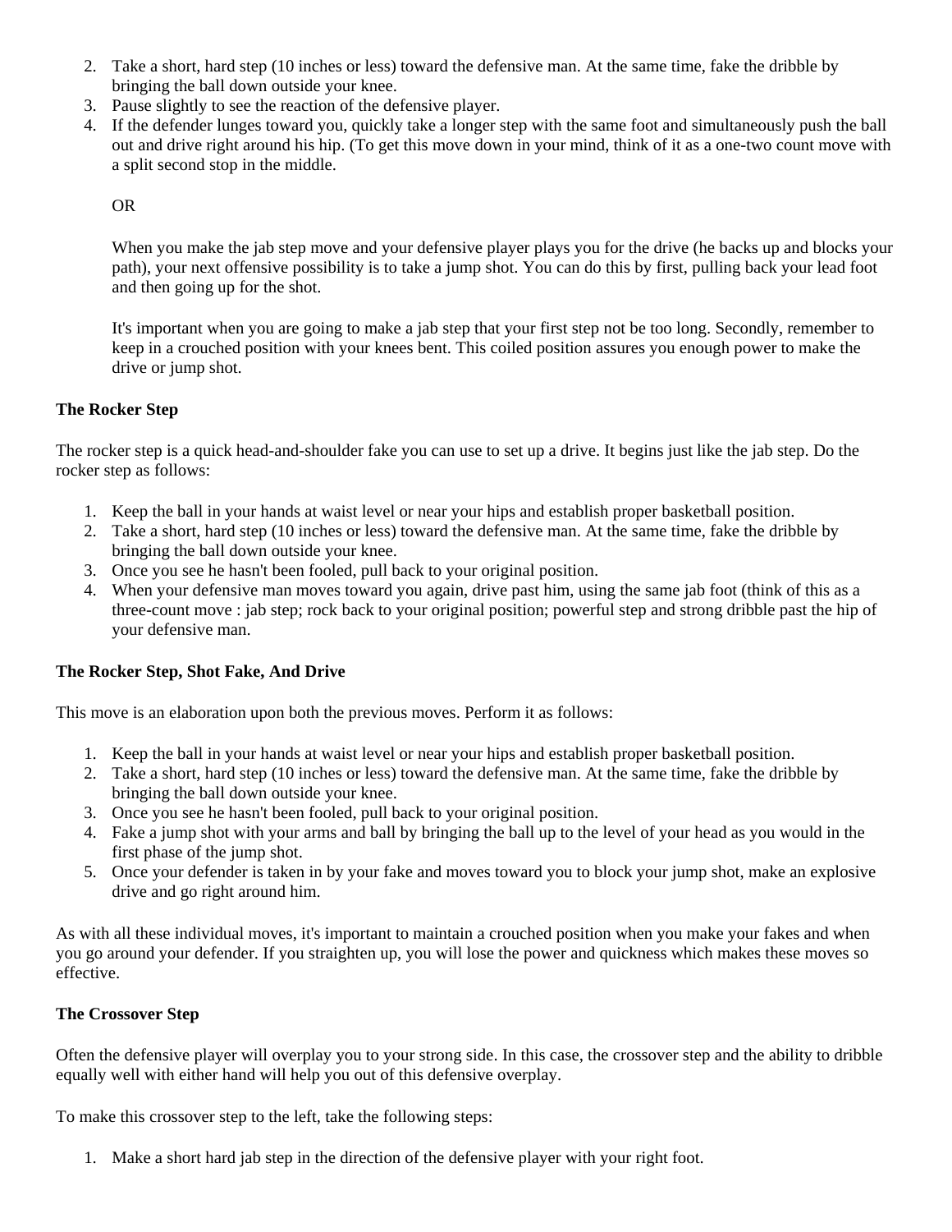2. Take a short, hard step (10 inches or less) toward the defensive man. At the same time, fake the dribble by bringing the ball down outside your knee.
3. Pause slightly to see the reaction of the defensive player.
4. If the defender lunges toward you, quickly take a longer step with the same foot and simultaneously push the ball out and drive right around his hip. (To get this move down in your mind, think of it as a one-two count move with a split second stop in the middle.

   OR

   When you make the jab step move and your defensive player plays you for the drive (he backs up and blocks your path), your next offensive possibility is to take a jump shot. You can do this by first, pulling back your lead foot and then going up for the shot.

   It's important when you are going to make a jab step that your first step not be too long. Secondly, remember to keep in a crouched position with your knees bent. This coiled position assures you enough power to make the drive or jump shot.

**The Rocker Step**

The rocker step is a quick head-and-shoulder fake you can use to set up a drive. It begins just like the jab step. Do the rocker step as follows:

1. Keep the ball in your hands at waist level or near your hips and establish proper basketball position.
2. Take a short, hard step (10 inches or less) toward the defensive man. At the same time, fake the dribble by bringing the ball down outside your knee.
3. Once you see he hasn't been fooled, pull back to your original position.
4. When your defensive man moves toward you again, drive past him, using the same jab foot (think of this as a three-count move : jab step; rock back to your original position; powerful step and strong dribble past the hip of your defensive man.

**The Rocker Step, Shot Fake, And Drive**

This move is an elaboration upon both the previous moves. Perform it as follows:

1. Keep the ball in your hands at waist level or near your hips and establish proper basketball position.
2. Take a short, hard step (10 inches or less) toward the defensive man. At the same time, fake the dribble by bringing the ball down outside your knee.
3. Once you see he hasn't been fooled, pull back to your original position.
4. Fake a jump shot with your arms and ball by bringing the ball up to the level of your head as you would in the first phase of the jump shot.
5. Once your defender is taken in by your fake and moves toward you to block your jump shot, make an explosive drive and go right around him.

As with all these individual moves, it's important to maintain a crouched position when you make your fakes and when you go around your defender. If you straighten up, you will lose the power and quickness which makes these moves so effective.

**The Crossover Step**

Often the defensive player will overplay you to your strong side. In this case, the crossover step and the ability to dribble equally well with either hand will help you out of this defensive overplay.

To make this crossover step to the left, take the following steps:

1. Make a short hard jab step in the direction of the defensive player with your right foot.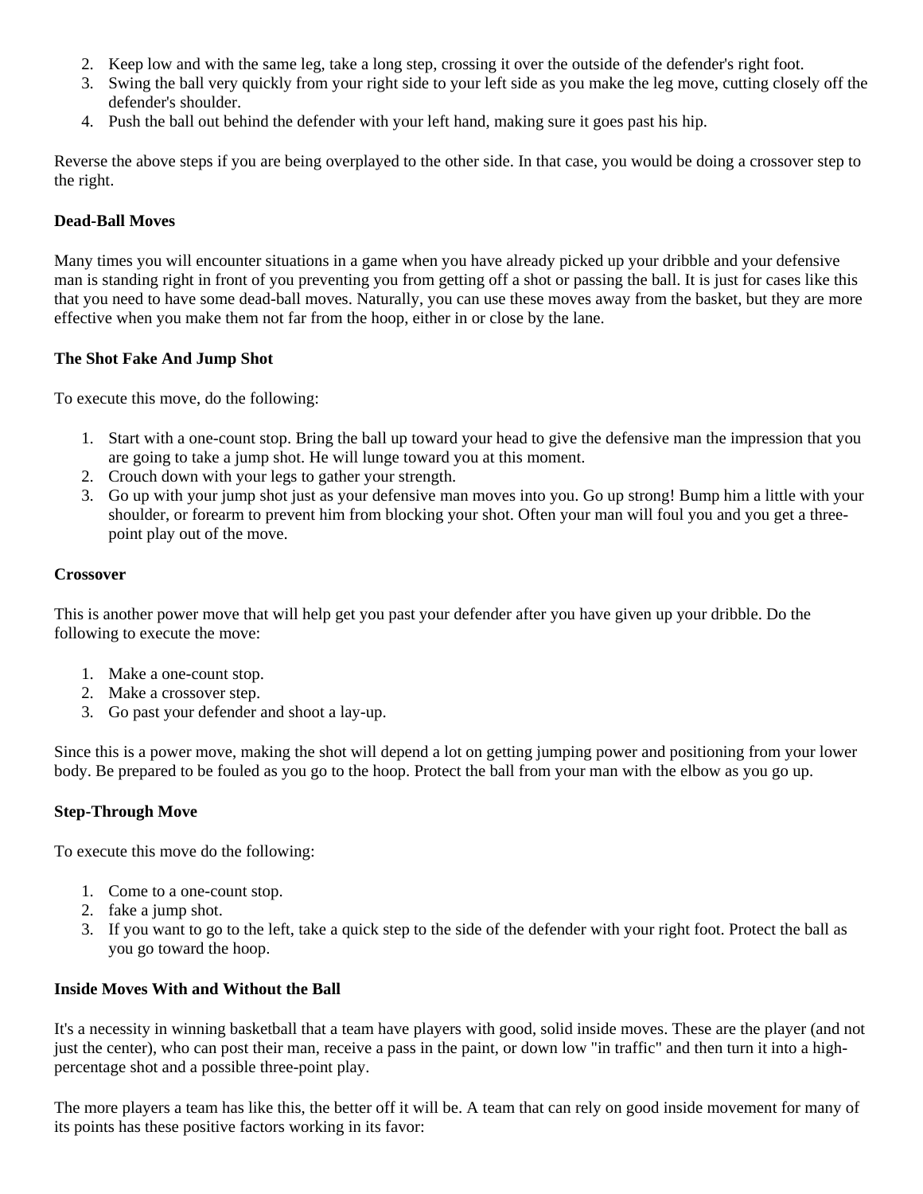2. Keep low and with the same leg, take a long step, crossing it over the outside of the defender's right foot.
3. Swing the ball very quickly from your right side to your left side as you make the leg move, cutting closely off the defender's shoulder.
4. Push the ball out behind the defender with your left hand, making sure it goes past his hip.

Reverse the above steps if you are being overplayed to the other side. In that case, you would be doing a crossover step to the right.

**Dead-Ball Moves**

Many times you will encounter situations in a game when you have already picked up your dribble and your defensive man is standing right in front of you preventing you from getting off a shot or passing the ball. It is just for cases like this that you need to have some dead-ball moves. Naturally, you can use these moves away from the basket, but they are more effective when you make them not far from the hoop, either in or close by the lane.

**The Shot Fake And Jump Shot**

To execute this move, do the following:

1. Start with a one-count stop. Bring the ball up toward your head to give the defensive man the impression that you are going to take a jump shot. He will lunge toward you at this moment.
2. Crouch down with your legs to gather your strength.
3. Go up with your jump shot just as your defensive man moves into you. Go up strong! Bump him a little with your shoulder, or forearm to prevent him from blocking your shot. Often your man will foul you and you get a three-point play out of the move.

**Crossover**

This is another power move that will help get you past your defender after you have given up your dribble. Do the following to execute the move:

1. Make a one-count stop.
2. Make a crossover step.
3. Go past your defender and shoot a lay-up.

Since this is a power move, making the shot will depend a lot on getting jumping power and positioning from your lower body. Be prepared to be fouled as you go to the hoop. Protect the ball from your man with the elbow as you go up.

**Step-Through Move**

To execute this move do the following:

1. Come to a one-count stop.
2. fake a jump shot.
3. If you want to go to the left, take a quick step to the side of the defender with your right foot. Protect the ball as you go toward the hoop.

**Inside Moves With and Without the Ball**

It's a necessity in winning basketball that a team have players with good, solid inside moves. These are the player (and not just the center), who can post their man, receive a pass in the paint, or down low "in traffic" and then turn it into a high-percentage shot and a possible three-point play.

The more players a team has like this, the better off it will be. A team that can rely on good inside movement for many of its points has these positive factors working in its favor: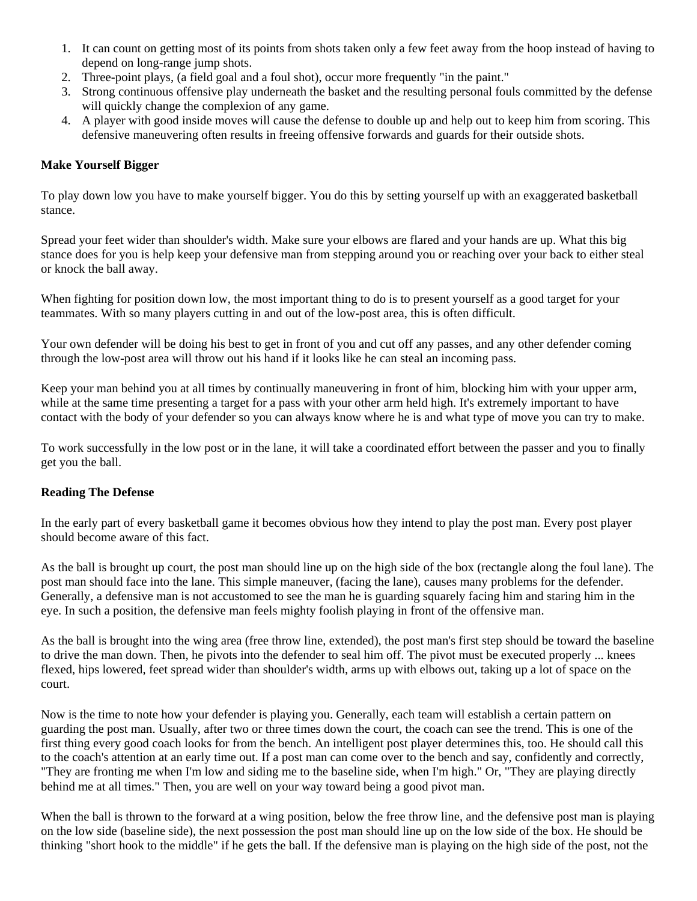1. It can count on getting most of its points from shots taken only a few feet away from the hoop instead of having to depend on long-range jump shots.
2. Three-point plays, (a field goal and a foul shot), occur more frequently "in the paint."
3. Strong continuous offensive play underneath the basket and the resulting personal fouls committed by the defense will quickly change the complexion of any game.
4. A player with good inside moves will cause the defense to double up and help out to keep him from scoring. This defensive maneuvering often results in freeing offensive forwards and guards for their outside shots.

**Make Yourself Bigger**

To play down low you have to make yourself bigger. You do this by setting yourself up with an exaggerated basketball stance.

Spread your feet wider than shoulder's width. Make sure your elbows are flared and your hands are up. What this big stance does for you is help keep your defensive man from stepping around you or reaching over your back to either steal or knock the ball away.

When fighting for position down low, the most important thing to do is to present yourself as a good target for your teammates. With so many players cutting in and out of the low-post area, this is often difficult.

Your own defender will be doing his best to get in front of you and cut off any passes, and any other defender coming through the low-post area will throw out his hand if it looks like he can steal an incoming pass.

Keep your man behind you at all times by continually maneuvering in front of him, blocking him with your upper arm, while at the same time presenting a target for a pass with your other arm held high. It's extremely important to have contact with the body of your defender so you can always know where he is and what type of move you can try to make.

To work successfully in the low post or in the lane, it will take a coordinated effort between the passer and you to finally get you the ball.

**Reading The Defense**

In the early part of every basketball game it becomes obvious how they intend to play the post man. Every post player should become aware of this fact.

As the ball is brought up court, the post man should line up on the high side of the box (rectangle along the foul lane). The post man should face into the lane. This simple maneuver, (facing the lane), causes many problems for the defender. Generally, a defensive man is not accustomed to see the man he is guarding squarely facing him and staring him in the eye. In such a position, the defensive man feels mighty foolish playing in front of the offensive man.

As the ball is brought into the wing area (free throw line, extended), the post man's first step should be toward the baseline to drive the man down. Then, he pivots into the defender to seal him off. The pivot must be executed properly ... knees flexed, hips lowered, feet spread wider than shoulder's width, arms up with elbows out, taking up a lot of space on the court.

Now is the time to note how your defender is playing you. Generally, each team will establish a certain pattern on guarding the post man. Usually, after two or three times down the court, the coach can see the trend. This is one of the first thing every good coach looks for from the bench. An intelligent post player determines this, too. He should call this to the coach's attention at an early time out. If a post man can come over to the bench and say, confidently and correctly, "They are fronting me when I'm low and siding me to the baseline side, when I'm high." Or, "They are playing directly behind me at all times." Then, you are well on your way toward being a good pivot man.

When the ball is thrown to the forward at a wing position, below the free throw line, and the defensive post man is playing on the low side (baseline side), the next possession the post man should line up on the low side of the box. He should be thinking "short hook to the middle" if he gets the ball. If the defensive man is playing on the high side of the post, not the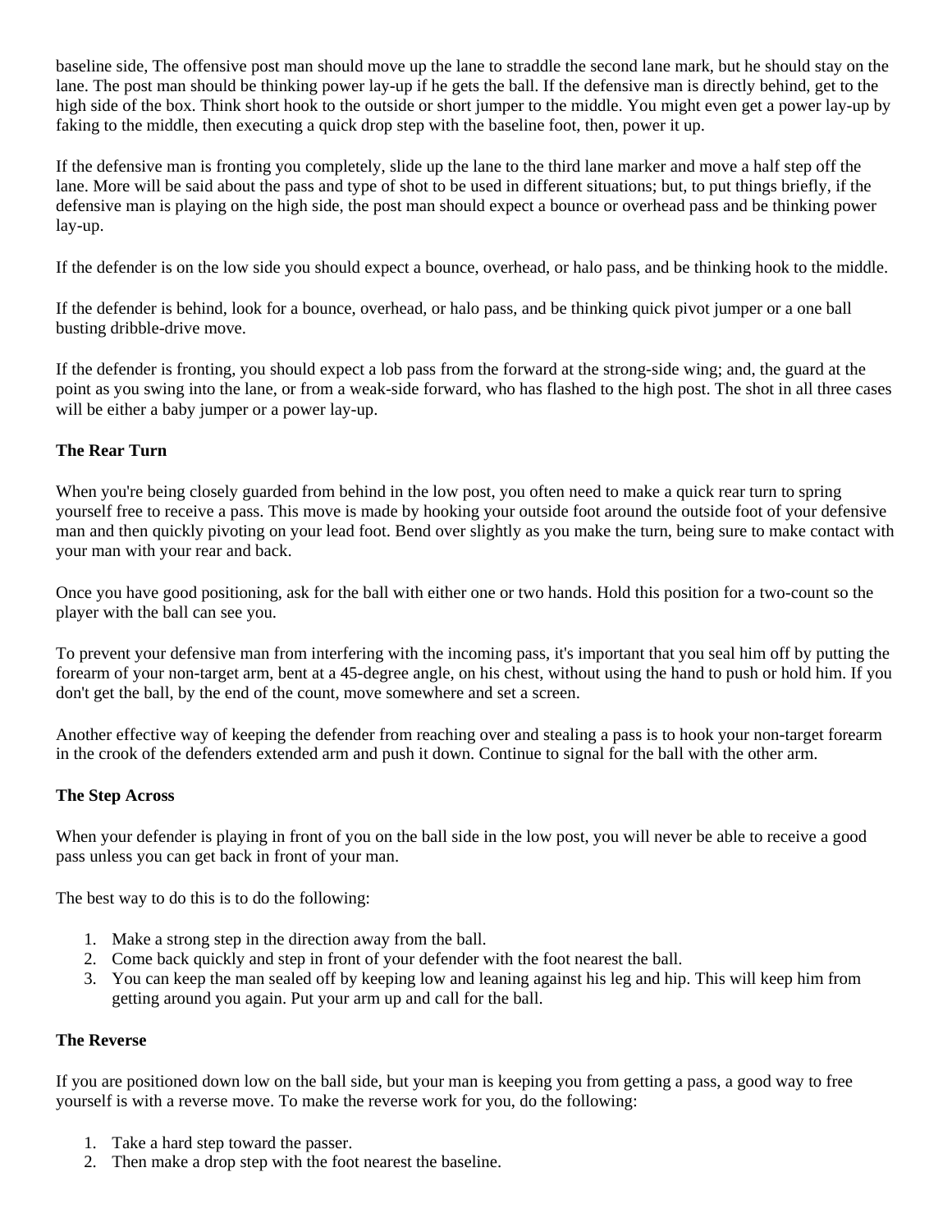baseline side, The offensive post man should move up the lane to straddle the second lane mark, but he should stay on the lane. The post man should be thinking power lay-up if he gets the ball. If the defensive man is directly behind, get to the high side of the box. Think short hook to the outside or short jumper to the middle. You might even get a power lay-up by faking to the middle, then executing a quick drop step with the baseline foot, then, power it up.

If the defensive man is fronting you completely, slide up the lane to the third lane marker and move a half step off the lane. More will be said about the pass and type of shot to be used in different situations; but, to put things briefly, if the defensive man is playing on the high side, the post man should expect a bounce or overhead pass and be thinking power lay-up.

If the defender is on the low side you should expect a bounce, overhead, or halo pass, and be thinking hook to the middle.

If the defender is behind, look for a bounce, overhead, or halo pass, and be thinking quick pivot jumper or a one ball busting dribble-drive move.

If the defender is fronting, you should expect a lob pass from the forward at the strong-side wing; and, the guard at the point as you swing into the lane, or from a weak-side forward, who has flashed to the high post. The shot in all three cases will be either a baby jumper or a power lay-up.

**The Rear Turn**

When you're being closely guarded from behind in the low post, you often need to make a quick rear turn to spring yourself free to receive a pass. This move is made by hooking your outside foot around the outside foot of your defensive man and then quickly pivoting on your lead foot. Bend over slightly as you make the turn, being sure to make contact with your man with your rear and back.

Once you have good positioning, ask for the ball with either one or two hands. Hold this position for a two-count so the player with the ball can see you.

To prevent your defensive man from interfering with the incoming pass, it's important that you seal him off by putting the forearm of your non-target arm, bent at a 45-degree angle, on his chest, without using the hand to push or hold him. If you don't get the ball, by the end of the count, move somewhere and set a screen.

Another effective way of keeping the defender from reaching over and stealing a pass is to hook your non-target forearm in the crook of the defenders extended arm and push it down. Continue to signal for the ball with the other arm.

**The Step Across**

When your defender is playing in front of you on the ball side in the low post, you will never be able to receive a good pass unless you can get back in front of your man.

The best way to do this is to do the following:

1. Make a strong step in the direction away from the ball.
2. Come back quickly and step in front of your defender with the foot nearest the ball.
3. You can keep the man sealed off by keeping low and leaning against his leg and hip. This will keep him from getting around you again. Put your arm up and call for the ball.

**The Reverse**

If you are positioned down low on the ball side, but your man is keeping you from getting a pass, a good way to free yourself is with a reverse move. To make the reverse work for you, do the following:

1. Take a hard step toward the passer.
2. Then make a drop step with the foot nearest the baseline.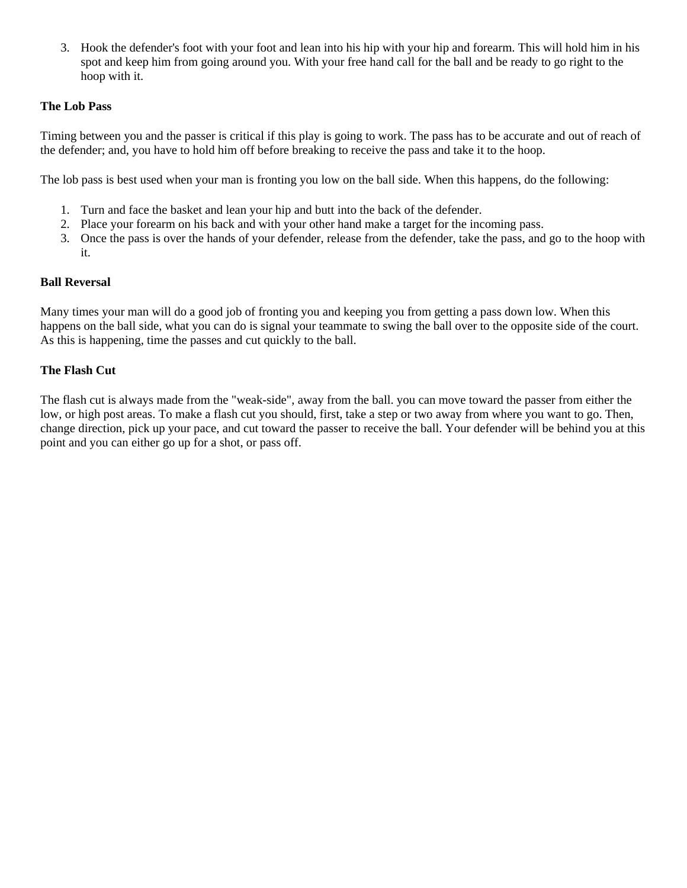3. Hook the defender's foot with your foot and lean into his hip with your hip and forearm. This will hold him in his spot and keep him from going around you. With your free hand call for the ball and be ready to go right to the hoop with it.

**The Lob Pass**

Timing between you and the passer is critical if this play is going to work. The pass has to be accurate and out of reach of the defender; and, you have to hold him off before breaking to receive the pass and take it to the hoop.

The lob pass is best used when your man is fronting you low on the ball side. When this happens, do the following:

1. Turn and face the basket and lean your hip and butt into the back of the defender.
2. Place your forearm on his back and with your other hand make a target for the incoming pass.
3. Once the pass is over the hands of your defender, release from the defender, take the pass, and go to the hoop with it.

**Ball Reversal**

Many times your man will do a good job of fronting you and keeping you from getting a pass down low. When this happens on the ball side, what you can do is signal your teammate to swing the ball over to the opposite side of the court. As this is happening, time the passes and cut quickly to the ball.

**The Flash Cut**

The flash cut is always made from the "weak-side", away from the ball. you can move toward the passer from either the low, or high post areas. To make a flash cut you should, first, take a step or two away from where you want to go. Then, change direction, pick up your pace, and cut toward the passer to receive the ball. Your defender will be behind you at this point and you can either go up for a shot, or pass off.